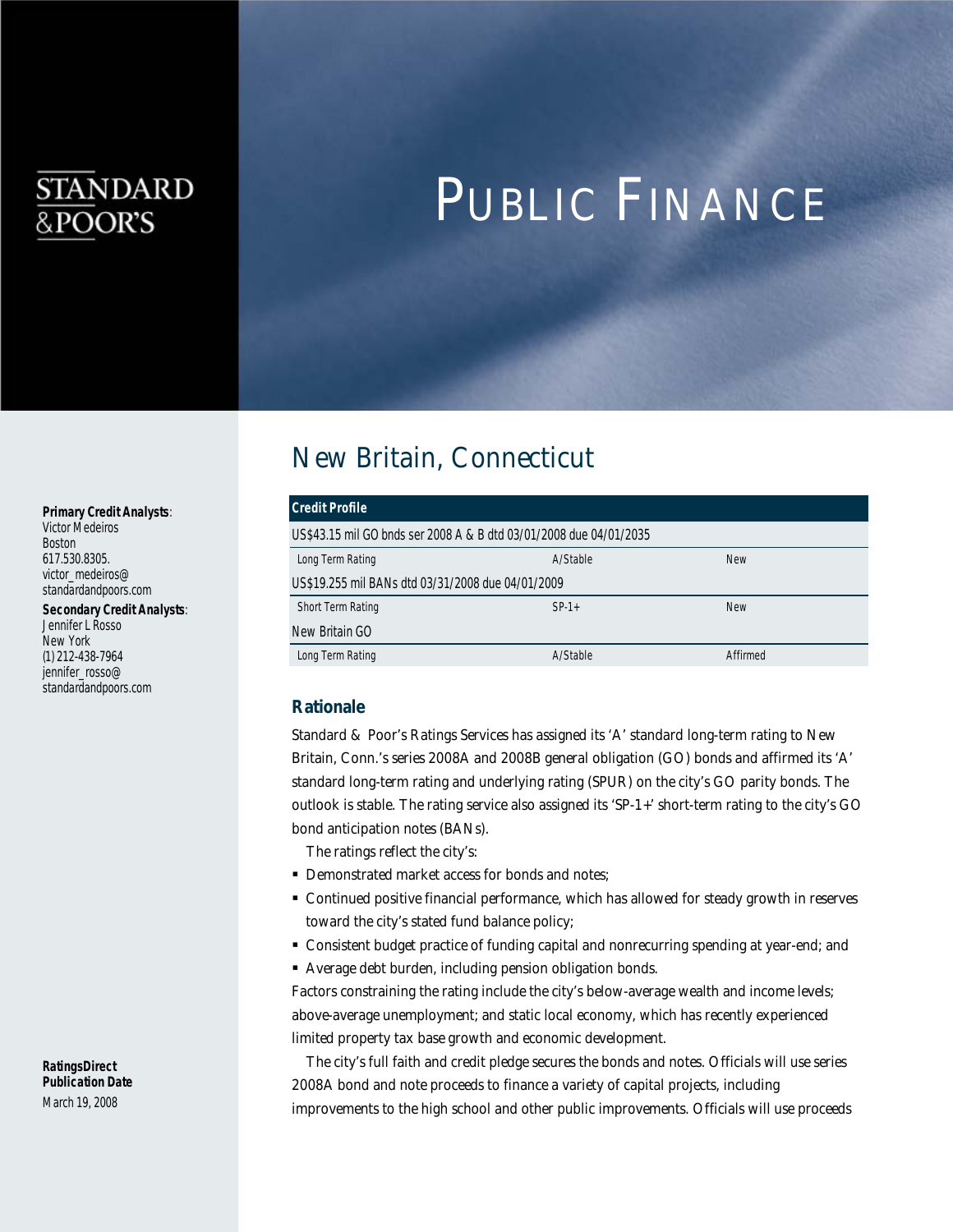STANDARD & POOR'S

# PUBLIC FINANCE

**Primary Credit Analysts**:
Victor Medeiros
Boston
617.530.8305.
victor_medeiros@
standardandpoors.com

**Secondary Credit Analysts**:
Jennifer L Rosso
New York
(1) 212-438-7964
jennifer_rosso@
standardandpoors.com

**RatingsDirect Publication Date**
March 19, 2008

## New Britain, Connecticut

| Credit Profile | | |
|---|---|---|
| US$43.15 mil GO bnds ser 2008 A & B dtd 03/01/2008 due 04/01/2035 | | |
| Long Term Rating | A/Stable | New |
| US$19.255 mil BANs dtd 03/31/2008 due 04/01/2009 | | |
| Short Term Rating | SP-1+ | New |
| New Britain GO | | |
| Long Term Rating | A/Stable | Affirmed |

### Rationale

Standard & Poor's Ratings Services has assigned its 'A' standard long-term rating to New Britain, Conn.'s series 2008A and 2008B general obligation (GO) bonds and affirmed its 'A' standard long-term rating and underlying rating (SPUR) on the city's GO parity bonds. The outlook is stable. The rating service also assigned its 'SP-1+' short-term rating to the city's GO bond anticipation notes (BANs).

The ratings reflect the city's:

- Demonstrated market access for bonds and notes;
- Continued positive financial performance, which has allowed for steady growth in reserves toward the city's stated fund balance policy;
- Consistent budget practice of funding capital and nonrecurring spending at year-end; and
- Average debt burden, including pension obligation bonds.

Factors constraining the rating include the city's below-average wealth and income levels; above-average unemployment; and static local economy, which has recently experienced limited property tax base growth and economic development.

The city's full faith and credit pledge secures the bonds and notes. Officials will use series 2008A bond and note proceeds to finance a variety of capital projects, including improvements to the high school and other public improvements. Officials will use proceeds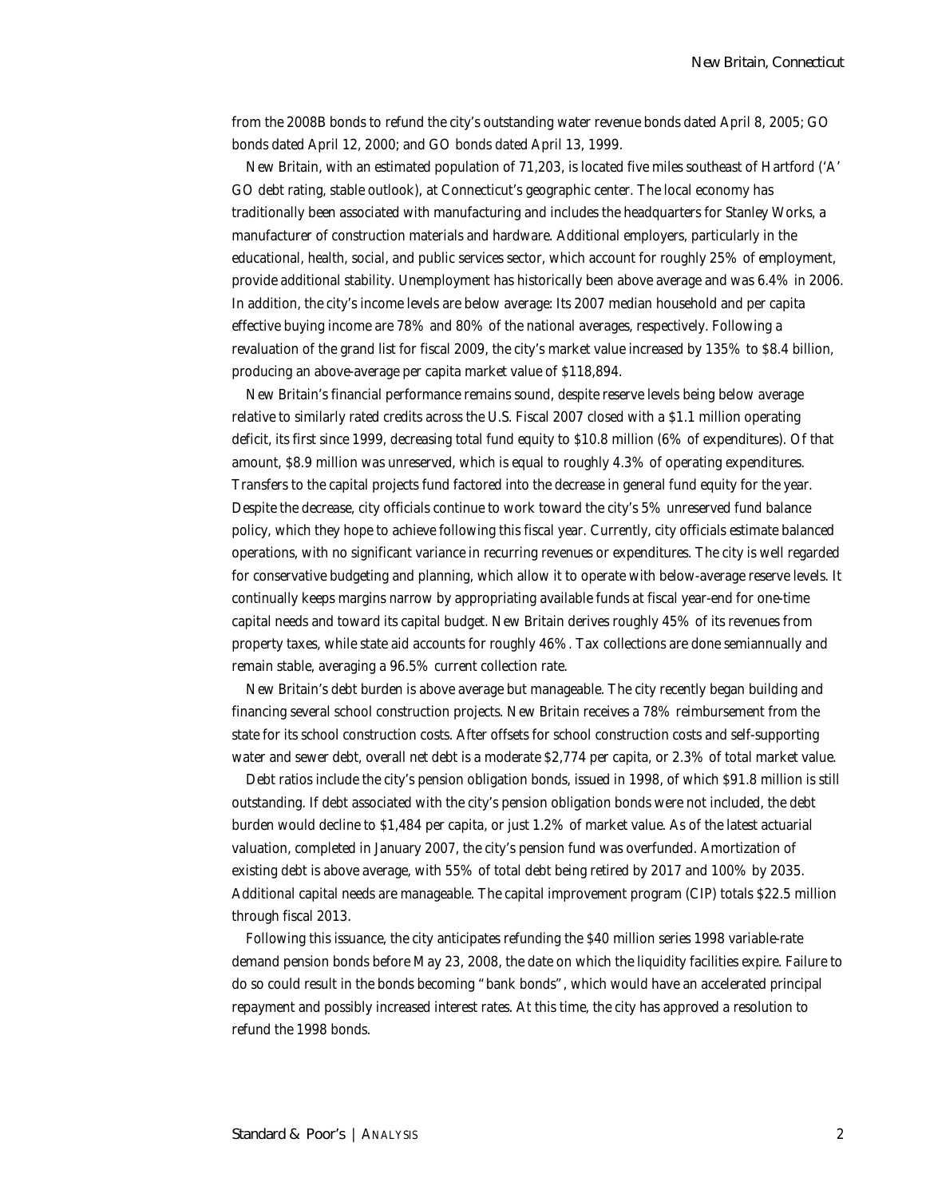from the 2008B bonds to refund the city's outstanding water revenue bonds dated April 8, 2005; GO bonds dated April 12, 2000; and GO bonds dated April 13, 1999.

New Britain, with an estimated population of 71,203, is located five miles southeast of Hartford ('A' GO debt rating, stable outlook), at Connecticut's geographic center. The local economy has traditionally been associated with manufacturing and includes the headquarters for Stanley Works, a manufacturer of construction materials and hardware. Additional employers, particularly in the educational, health, social, and public services sector, which account for roughly 25% of employment, provide additional stability. Unemployment has historically been above average and was 6.4% in 2006. In addition, the city's income levels are below average: Its 2007 median household and per capita effective buying income are 78% and 80% of the national averages, respectively. Following a revaluation of the grand list for fiscal 2009, the city's market value increased by 135% to $8.4 billion, producing an above-average per capita market value of $118,894.

New Britain's financial performance remains sound, despite reserve levels being below average relative to similarly rated credits across the U.S. Fiscal 2007 closed with a $1.1 million operating deficit, its first since 1999, decreasing total fund equity to $10.8 million (6% of expenditures). Of that amount, $8.9 million was unreserved, which is equal to roughly 4.3% of operating expenditures. Transfers to the capital projects fund factored into the decrease in general fund equity for the year. Despite the decrease, city officials continue to work toward the city's 5% unreserved fund balance policy, which they hope to achieve following this fiscal year. Currently, city officials estimate balanced operations, with no significant variance in recurring revenues or expenditures. The city is well regarded for conservative budgeting and planning, which allow it to operate with below-average reserve levels. It continually keeps margins narrow by appropriating available funds at fiscal year-end for one-time capital needs and toward its capital budget. New Britain derives roughly 45% of its revenues from property taxes, while state aid accounts for roughly 46%. Tax collections are done semiannually and remain stable, averaging a 96.5% current collection rate.

New Britain's debt burden is above average but manageable. The city recently began building and financing several school construction projects. New Britain receives a 78% reimbursement from the state for its school construction costs. After offsets for school construction costs and self-supporting water and sewer debt, overall net debt is a moderate $2,774 per capita, or 2.3% of total market value.

Debt ratios include the city's pension obligation bonds, issued in 1998, of which $91.8 million is still outstanding. If debt associated with the city's pension obligation bonds were not included, the debt burden would decline to $1,484 per capita, or just 1.2% of market value. As of the latest actuarial valuation, completed in January 2007, the city's pension fund was overfunded. Amortization of existing debt is above average, with 55% of total debt being retired by 2017 and 100% by 2035. Additional capital needs are manageable. The capital improvement program (CIP) totals $22.5 million through fiscal 2013.

Following this issuance, the city anticipates refunding the $40 million series 1998 variable-rate demand pension bonds before May 23, 2008, the date on which the liquidity facilities expire. Failure to do so could result in the bonds becoming "bank bonds", which would have an accelerated principal repayment and possibly increased interest rates. At this time, the city has approved a resolution to refund the 1998 bonds.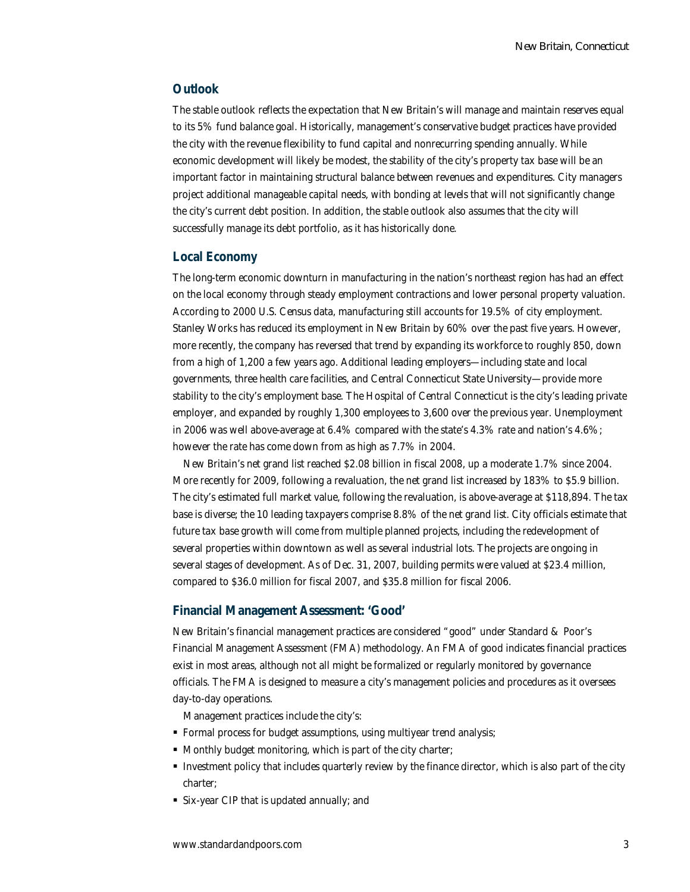## Outlook

The stable outlook reflects the expectation that New Britain's will manage and maintain reserves equal to its 5% fund balance goal. Historically, management's conservative budget practices have provided the city with the revenue flexibility to fund capital and nonrecurring spending annually. While economic development will likely be modest, the stability of the city's property tax base will be an important factor in maintaining structural balance between revenues and expenditures. City managers project additional manageable capital needs, with bonding at levels that will not significantly change the city's current debt position. In addition, the stable outlook also assumes that the city will successfully manage its debt portfolio, as it has historically done.

## Local Economy

The long-term economic downturn in manufacturing in the nation's northeast region has had an effect on the local economy through steady employment contractions and lower personal property valuation. According to 2000 U.S. Census data, manufacturing still accounts for 19.5% of city employment. Stanley Works has reduced its employment in New Britain by 60% over the past five years. However, more recently, the company has reversed that trend by expanding its workforce to roughly 850, down from a high of 1,200 a few years ago. Additional leading employers—including state and local governments, three health care facilities, and Central Connecticut State University—provide more stability to the city's employment base. The Hospital of Central Connecticut is the city's leading private employer, and expanded by roughly 1,300 employees to 3,600 over the previous year. Unemployment in 2006 was well above-average at 6.4% compared with the state's 4.3% rate and nation's 4.6%; however the rate has come down from as high as 7.7% in 2004.

New Britain's net grand list reached $2.08 billion in fiscal 2008, up a moderate 1.7% since 2004. More recently for 2009, following a revaluation, the net grand list increased by 183% to $5.9 billion. The city's estimated full market value, following the revaluation, is above-average at $118,894. The tax base is diverse; the 10 leading taxpayers comprise 8.8% of the net grand list. City officials estimate that future tax base growth will come from multiple planned projects, including the redevelopment of several properties within downtown as well as several industrial lots. The projects are ongoing in several stages of development. As of Dec. 31, 2007, building permits were valued at $23.4 million, compared to $36.0 million for fiscal 2007, and $35.8 million for fiscal 2006.

## Financial Management Assessment: 'Good'

New Britain's financial management practices are considered "good" under Standard & Poor's Financial Management Assessment (FMA) methodology. An FMA of good indicates financial practices exist in most areas, although not all might be formalized or regularly monitored by governance officials. The FMA is designed to measure a city's management policies and procedures as it oversees day-to-day operations.

Management practices include the city's:

- Formal process for budget assumptions, using multiyear trend analysis;
- Monthly budget monitoring, which is part of the city charter;
- Investment policy that includes quarterly review by the finance director, which is also part of the city charter;
- Six-year CIP that is updated annually; and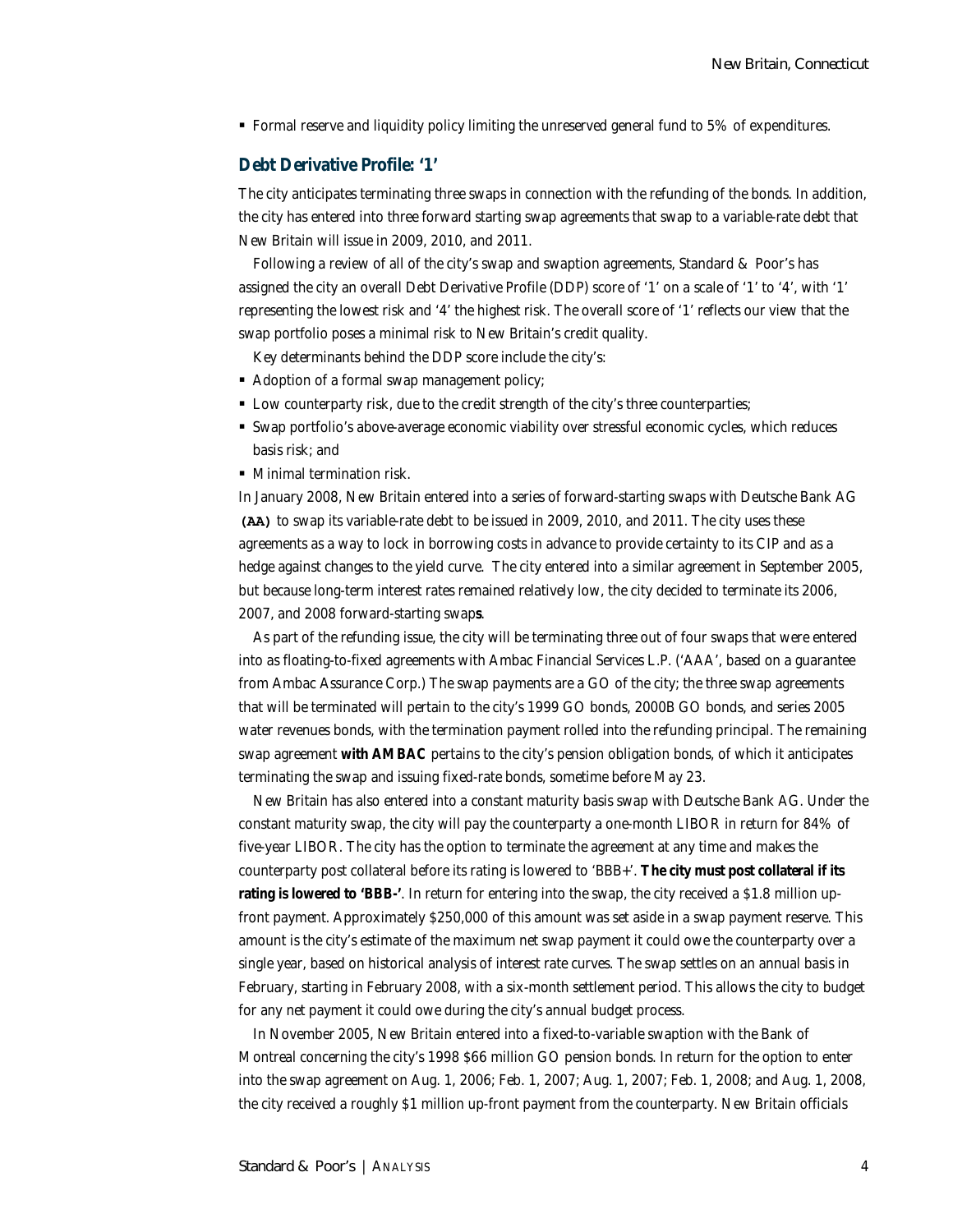- Formal reserve and liquidity policy limiting the unreserved general fund to 5% of expenditures.

## Debt Derivative Profile: '1'

The city anticipates terminating three swaps in connection with the refunding of the bonds. In addition, the city has entered into three forward starting swap agreements that swap to a variable-rate debt that New Britain will issue in 2009, 2010, and 2011.

Following a review of all of the city's swap and swaption agreements, Standard & Poor's has assigned the city an overall Debt Derivative Profile (DDP) score of '1' on a scale of '1' to '4', with '1' representing the lowest risk and '4' the highest risk. The overall score of '1' reflects our view that the swap portfolio poses a minimal risk to New Britain's credit quality.

Key determinants behind the DDP score include the city's:

- Adoption of a formal swap management policy;
- Low counterparty risk, due to the credit strength of the city's three counterparties;
- Swap portfolio's above-average economic viability over stressful economic cycles, which reduces basis risk; and
- Minimal termination risk.

In January 2008, New Britain entered into a series of forward-starting swaps with Deutsche Bank AG **(AA)** to swap its variable-rate debt to be issued in 2009, 2010, and 2011. The city uses these agreements as a way to lock in borrowing costs in advance to provide certainty to its CIP and as a hedge against changes to the yield curve. The city entered into a similar agreement in September 2005, but because long-term interest rates remained relatively low, the city decided to terminate its 2006, 2007, and 2008 forward-starting swap**s**.

As part of the refunding issue, the city will be terminating three out of four swaps that were entered into as floating-to-fixed agreements with Ambac Financial Services L.P. ('AAA', based on a guarantee from Ambac Assurance Corp.) The swap payments are a GO of the city; the three swap agreements that will be terminated will pertain to the city's 1999 GO bonds, 2000B GO bonds, and series 2005 water revenues bonds, with the termination payment rolled into the refunding principal. The remaining swap agreement **with AMBAC** pertains to the city's pension obligation bonds, of which it anticipates terminating the swap and issuing fixed-rate bonds, sometime before May 23.

New Britain has also entered into a constant maturity basis swap with Deutsche Bank AG. Under the constant maturity swap, the city will pay the counterparty a one-month LIBOR in return for 84% of five-year LIBOR. The city has the option to terminate the agreement at any time and makes the counterparty post collateral before its rating is lowered to 'BBB+'. **The city must post collateral if its rating is lowered to 'BBB-'**. In return for entering into the swap, the city received a $1.8 million up-front payment. Approximately $250,000 of this amount was set aside in a swap payment reserve. This amount is the city's estimate of the maximum net swap payment it could owe the counterparty over a single year, based on historical analysis of interest rate curves. The swap settles on an annual basis in February, starting in February 2008, with a six-month settlement period. This allows the city to budget for any net payment it could owe during the city's annual budget process.

In November 2005, New Britain entered into a fixed-to-variable swaption with the Bank of Montreal concerning the city's 1998 $66 million GO pension bonds. In return for the option to enter into the swap agreement on Aug. 1, 2006; Feb. 1, 2007; Aug. 1, 2007; Feb. 1, 2008; and Aug. 1, 2008, the city received a roughly $1 million up-front payment from the counterparty. New Britain officials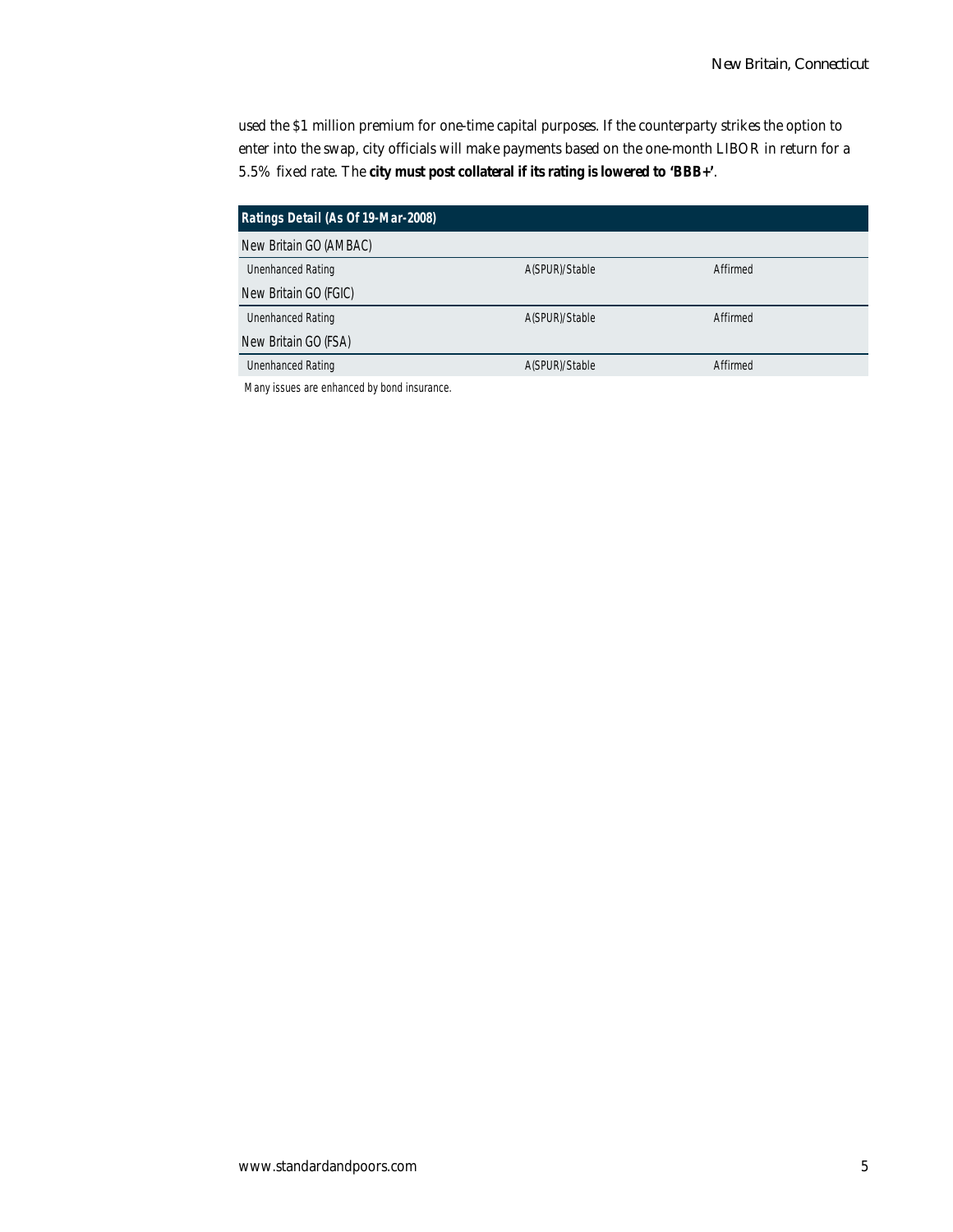used the $1 million premium for one-time capital purposes. If the counterparty strikes the option to enter into the swap, city officials will make payments based on the one-month LIBOR in return for a 5.5% fixed rate. The **city must post collateral if its rating is lowered to 'BBB+'**.

| Ratings Detail (As Of 19-Mar-2008) | | |
|---|---|---|
| New Britain GO (AMBAC) | | |
| Unenhanced Rating | A(SPUR)/Stable | Affirmed |
| New Britain GO (FGIC) | | |
| Unenhanced Rating | A(SPUR)/Stable | Affirmed |
| New Britain GO (FSA) | | |
| Unenhanced Rating | A(SPUR)/Stable | Affirmed |

Many issues are enhanced by bond insurance.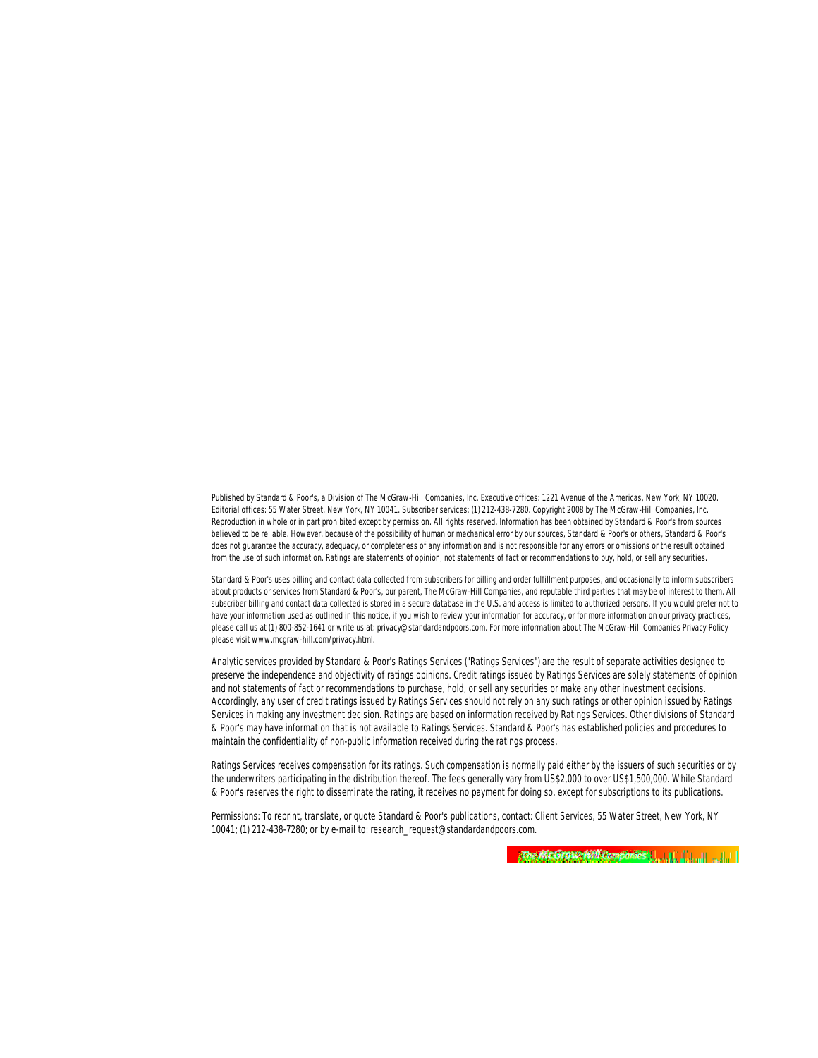Published by Standard & Poor's, a Division of The McGraw-Hill Companies, Inc. Executive offices: 1221 Avenue of the Americas, New York, NY 10020. Editorial offices: 55 Water Street, New York, NY 10041. Subscriber services: (1) 212-438-7280. Copyright 2008 by The McGraw-Hill Companies, Inc. Reproduction in whole or in part prohibited except by permission. All rights reserved. Information has been obtained by Standard & Poor's from sources believed to be reliable. However, because of the possibility of human or mechanical error by our sources, Standard & Poor's or others, Standard & Poor's does not guarantee the accuracy, adequacy, or completeness of any information and is not responsible for any errors or omissions or the result obtained from the use of such information. Ratings are statements of opinion, not statements of fact or recommendations to buy, hold, or sell any securities.

Standard & Poor's uses billing and contact data collected from subscribers for billing and order fulfillment purposes, and occasionally to inform subscribers about products or services from Standard & Poor's, our parent, The McGraw-Hill Companies, and reputable third parties that may be of interest to them. All subscriber billing and contact data collected is stored in a secure database in the U.S. and access is limited to authorized persons. If you would prefer not to have your information used as outlined in this notice, if you wish to review your information for accuracy, or for more information on our privacy practices, please call us at (1) 800-852-1641 or write us at: privacy@standardandpoors.com. For more information about The McGraw-Hill Companies Privacy Policy please visit www.mcgraw-hill.com/privacy.html.

Analytic services provided by Standard & Poor's Ratings Services ("Ratings Services") are the result of separate activities designed to preserve the independence and objectivity of ratings opinions. Credit ratings issued by Ratings Services are solely statements of opinion and not statements of fact or recommendations to purchase, hold, or sell any securities or make any other investment decisions. Accordingly, any user of credit ratings issued by Ratings Services should not rely on any such ratings or other opinion issued by Ratings Services in making any investment decision. Ratings are based on information received by Ratings Services. Other divisions of Standard & Poor's may have information that is not available to Ratings Services. Standard & Poor's has established policies and procedures to maintain the confidentiality of non-public information received during the ratings process.

Ratings Services receives compensation for its ratings. Such compensation is normally paid either by the issuers of such securities or by the underwriters participating in the distribution thereof. The fees generally vary from US$2,000 to over US$1,500,000. While Standard & Poor's reserves the right to disseminate the rating, it receives no payment for doing so, except for subscriptions to its publications.

Permissions: To reprint, translate, or quote Standard & Poor's publications, contact: Client Services, 55 Water Street, New York, NY 10041; (1) 212-438-7280; or by e-mail to: research_request@standardandpoors.com.

The McGraw-Hill Companies